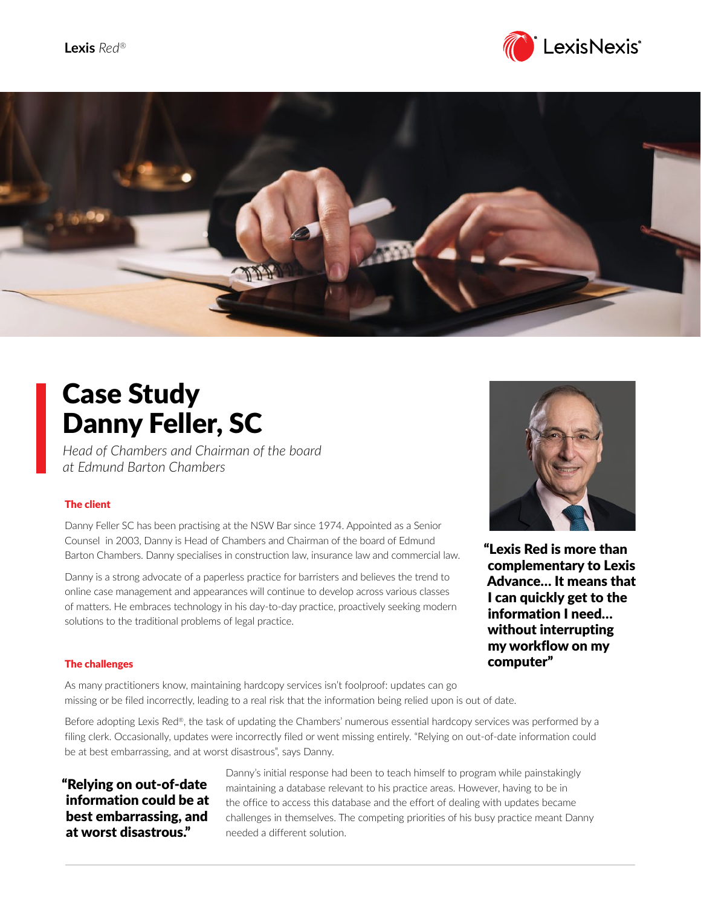# Case Study
# Danny Feller, SC

*Head of Chambers and Chairman of the board at Edmund Barton Chambers*

### The client

Danny Feller SC has been practising at the NSW Bar since 1974. Appointed as a Senior Counsel in 2003, Danny is Head of Chambers and Chairman of the board of Edmund Barton Chambers. Danny specialises in construction law, insurance law and commercial law.

Danny is a strong advocate of a paperless practice for barristers and believes the trend to online case management and appearances will continue to develop across various classes of matters. He embraces technology in his day-to-day practice, proactively seeking modern solutions to the traditional problems of legal practice.

**"Lexis Red is more than complementary to Lexis Advance... It means that I can quickly get to the information I need... without interrupting my workflow on my computer"**

### The challenges

As many practitioners know, maintaining hardcopy services isn't foolproof: updates can go missing or be filed incorrectly, leading to a real risk that the information being relied upon is out of date.

Before adopting Lexis Red®, the task of updating the Chambers' numerous essential hardcopy services was performed by a filing clerk. Occasionally, updates were incorrectly filed or went missing entirely. "Relying on out-of-date information could be at best embarrassing, and at worst disastrous", says Danny.

**"Relying on out-of-date information could be at best embarrassing, and at worst disastrous."**

Danny's initial response had been to teach himself to program while painstakingly maintaining a database relevant to his practice areas. However, having to be in the office to access this database and the effort of dealing with updates became challenges in themselves. The competing priorities of his busy practice meant Danny needed a different solution.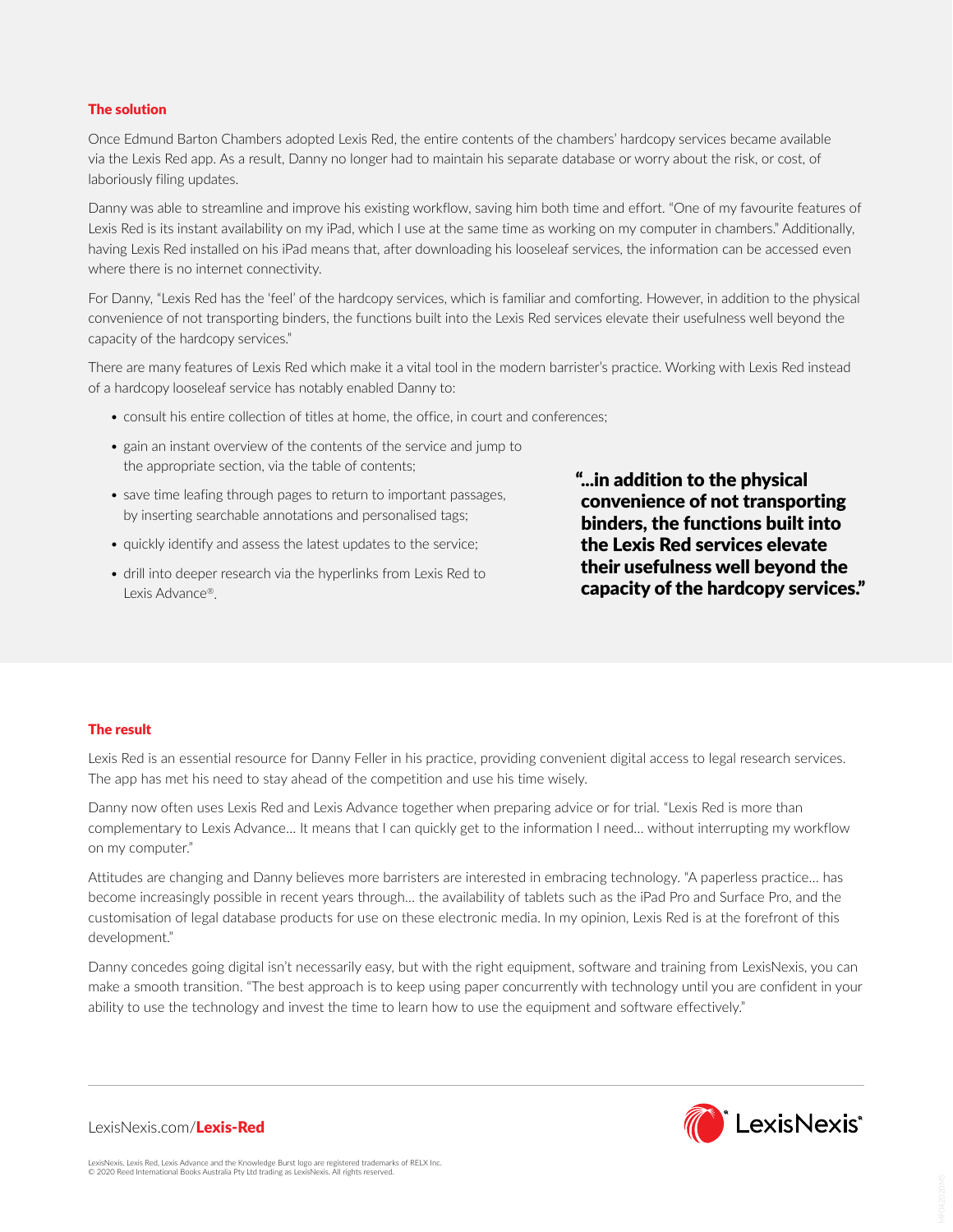## The solution

Once Edmund Barton Chambers adopted Lexis Red, the entire contents of the chambers' hardcopy services became available via the Lexis Red app. As a result, Danny no longer had to maintain his separate database or worry about the risk, or cost, of laboriously filing updates.

Danny was able to streamline and improve his existing workflow, saving him both time and effort. "One of my favourite features of Lexis Red is its instant availability on my iPad, which I use at the same time as working on my computer in chambers." Additionally, having Lexis Red installed on his iPad means that, after downloading his looseleaf services, the information can be accessed even where there is no internet connectivity.

For Danny, "Lexis Red has the 'feel' of the hardcopy services, which is familiar and comforting. However, in addition to the physical convenience of not transporting binders, the functions built into the Lexis Red services elevate their usefulness well beyond the capacity of the hardcopy services."

There are many features of Lexis Red which make it a vital tool in the modern barrister's practice. Working with Lexis Red instead of a hardcopy looseleaf service has notably enabled Danny to:

- consult his entire collection of titles at home, the office, in court and conferences;
- gain an instant overview of the contents of the service and jump to the appropriate section, via the table of contents;
- save time leafing through pages to return to important passages, by inserting searchable annotations and personalised tags;
- quickly identify and assess the latest updates to the service;
- drill into deeper research via the hyperlinks from Lexis Red to Lexis Advance®.

**"...in addition to the physical convenience of not transporting binders, the functions built into the Lexis Red services elevate their usefulness well beyond the capacity of the hardcopy services."**

## The result

Lexis Red is an essential resource for Danny Feller in his practice, providing convenient digital access to legal research services. The app has met his need to stay ahead of the competition and use his time wisely.

Danny now often uses Lexis Red and Lexis Advance together when preparing advice or for trial. "Lexis Red is more than complementary to Lexis Advance... It means that I can quickly get to the information I need... without interrupting my workflow on my computer."

Attitudes are changing and Danny believes more barristers are interested in embracing technology. "A paperless practice... has become increasingly possible in recent years through... the availability of tablets such as the iPad Pro and Surface Pro, and the customisation of legal database products for use on these electronic media. In my opinion, Lexis Red is at the forefront of this development."

Danny concedes going digital isn't necessarily easy, but with the right equipment, software and training from LexisNexis, you can make a smooth transition. "The best approach is to keep using paper concurrently with technology until you are confident in your ability to use the technology and invest the time to learn how to use the equipment and software effectively."

LexisNexis.com/**Lexis-Red**

LexisNexis®

LexisNexis, Lexis Red, Lexis Advance and the Knowledge Burst logo are registered trademarks of RELX Inc.
© 2020 Reed International Books Australia Pty Ltd trading as LexisNexis. All rights reserved.